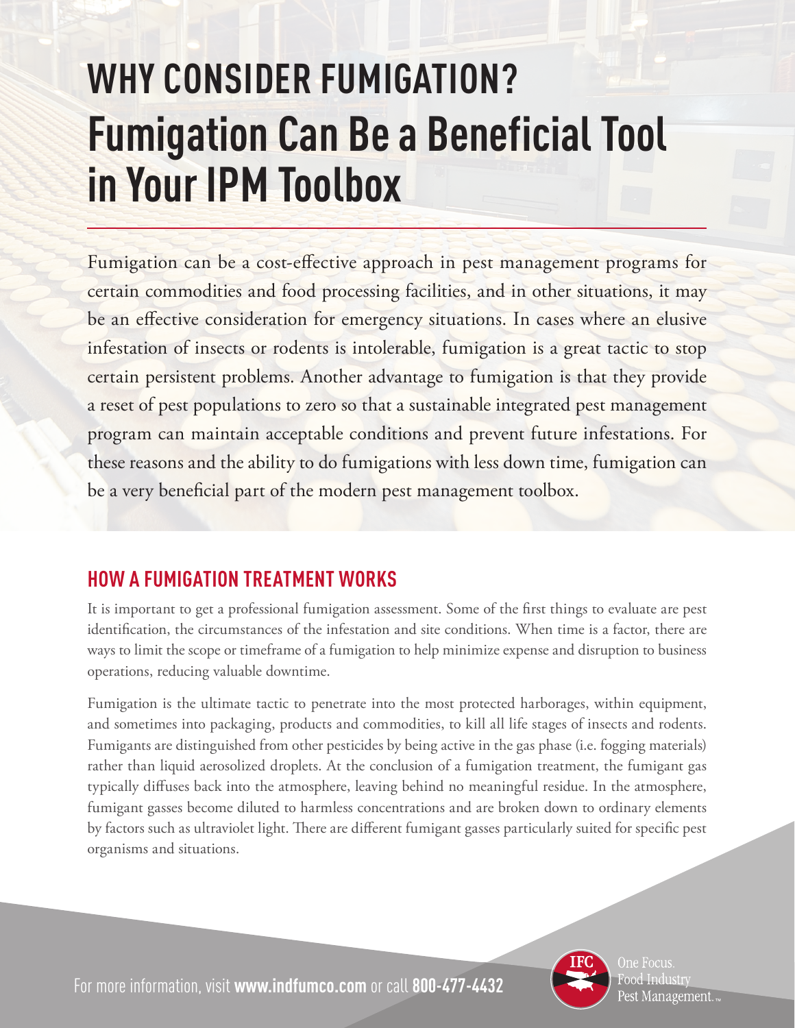# WHY CONSIDER FUMIGATION?

# Fumigation Can Be a Beneficial Tool in Your IPM Toolbox

Fumigation can be a cost-effective approach in pest management programs for certain commodities and food processing facilities, and in other situations, it may be an effective consideration for emergency situations. In cases where an elusive infestation of insects or rodents is intolerable, fumigation is a great tactic to stop certain persistent problems. Another advantage to fumigation is that they provide a reset of pest populations to zero so that a sustainable integrated pest management program can maintain acceptable conditions and prevent future infestations. For these reasons and the ability to do fumigations with less down time, fumigation can be a very beneficial part of the modern pest management toolbox.

## HOW A FUMIGATION TREATMENT WORKS

It is important to get a professional fumigation assessment. Some of the first things to evaluate are pest identification, the circumstances of the infestation and site conditions. When time is a factor, there are ways to limit the scope or timeframe of a fumigation to help minimize expense and disruption to business operations, reducing valuable downtime.

Fumigation is the ultimate tactic to penetrate into the most protected harborages, within equipment, and sometimes into packaging, products and commodities, to kill all life stages of insects and rodents. Fumigants are distinguished from other pesticides by being active in the gas phase (i.e. fogging materials) rather than liquid aerosolized droplets. At the conclusion of a fumigation treatment, the fumigant gas typically diffuses back into the atmosphere, leaving behind no meaningful residue. In the atmosphere, fumigant gasses become diluted to harmless concentrations and are broken down to ordinary elements by factors such as ultraviolet light. There are different fumigant gasses particularly suited for specific pest organisms and situations.

For more information, visit **www.indfumco.com** or call **800-477-4432**

IFC — One Focus. Food Industry Pest Management.™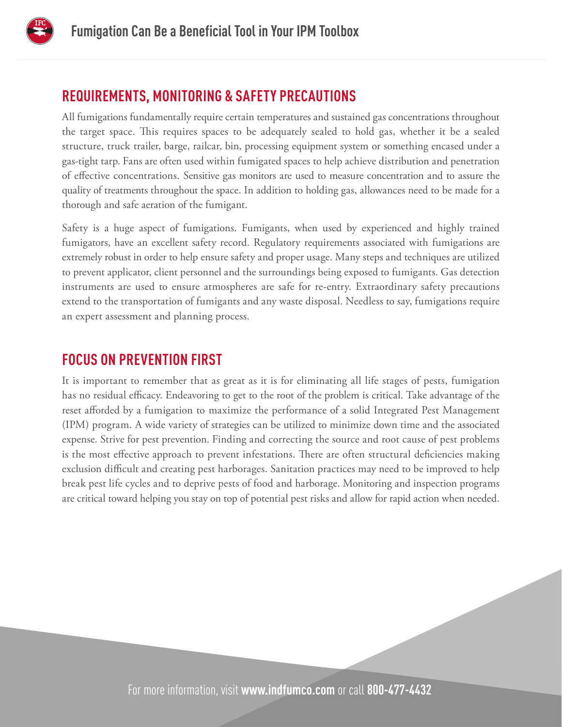## REQUIREMENTS, MONITORING & SAFETY PRECAUTIONS

All fumigations fundamentally require certain temperatures and sustained gas concentrations throughout the target space. This requires spaces to be adequately sealed to hold gas, whether it be a sealed structure, truck trailer, barge, railcar, bin, processing equipment system or something encased under a gas-tight tarp. Fans are often used within fumigated spaces to help achieve distribution and penetration of effective concentrations. Sensitive gas monitors are used to measure concentration and to assure the quality of treatments throughout the space. In addition to holding gas, allowances need to be made for a thorough and safe aeration of the fumigant.

Safety is a huge aspect of fumigations. Fumigants, when used by experienced and highly trained fumigators, have an excellent safety record. Regulatory requirements associated with fumigations are extremely robust in order to help ensure safety and proper usage. Many steps and techniques are utilized to prevent applicator, client personnel and the surroundings being exposed to fumigants. Gas detection instruments are used to ensure atmospheres are safe for re-entry. Extraordinary safety precautions extend to the transportation of fumigants and any waste disposal. Needless to say, fumigations require an expert assessment and planning process.

## FOCUS ON PREVENTION FIRST

It is important to remember that as great as it is for eliminating all life stages of pests, fumigation has no residual efficacy. Endeavoring to get to the root of the problem is critical. Take advantage of the reset afforded by a fumigation to maximize the performance of a solid Integrated Pest Management (IPM) program. A wide variety of strategies can be utilized to minimize down time and the associated expense. Strive for pest prevention. Finding and correcting the source and root cause of pest problems is the most effective approach to prevent infestations. There are often structural deficiencies making exclusion difficult and creating pest harborages. Sanitation practices may need to be improved to help break pest life cycles and to deprive pests of food and harborage. Monitoring and inspection programs are critical toward helping you stay on top of potential pest risks and allow for rapid action when needed.

For more information, visit **www.indfumco.com** or call **800-477-4432**